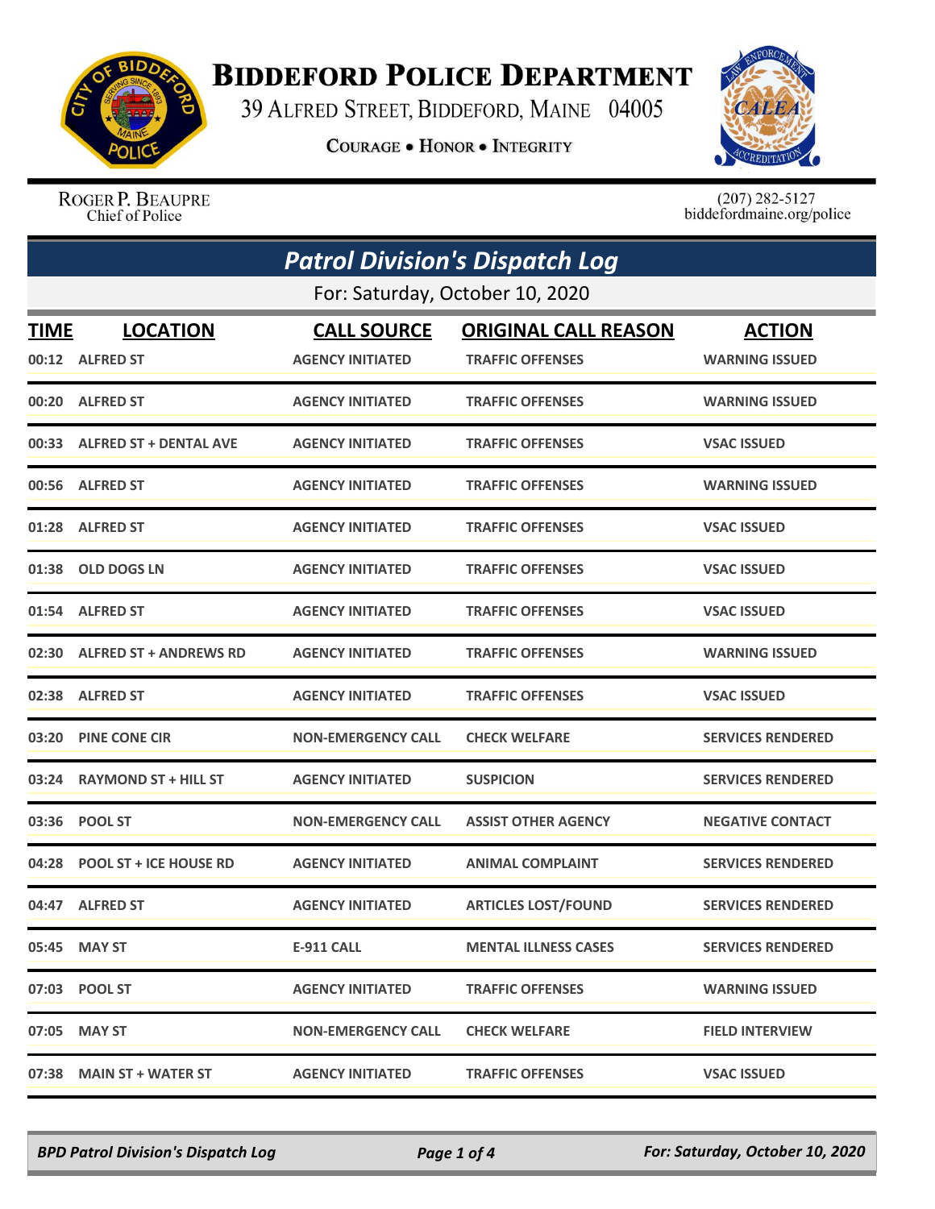# Biddeford Police Department

39 Alfred Street, Biddeford, Maine 04005

**Courage • Honor • Integrity**

Roger P. Beaupre
Chief of Police

(207) 282-5127
biddefordmaine.org/police

## Patrol Division's Dispatch Log

For: Saturday, October 10, 2020

| TIME | LOCATION | CALL SOURCE | ORIGINAL CALL REASON | ACTION |
|---|---|---|---|---|
| 00:12 | ALFRED ST | AGENCY INITIATED | TRAFFIC OFFENSES | WARNING ISSUED |
| 00:20 | ALFRED ST | AGENCY INITIATED | TRAFFIC OFFENSES | WARNING ISSUED |
| 00:33 | ALFRED ST + DENTAL AVE | AGENCY INITIATED | TRAFFIC OFFENSES | VSAC ISSUED |
| 00:56 | ALFRED ST | AGENCY INITIATED | TRAFFIC OFFENSES | WARNING ISSUED |
| 01:28 | ALFRED ST | AGENCY INITIATED | TRAFFIC OFFENSES | VSAC ISSUED |
| 01:38 | OLD DOGS LN | AGENCY INITIATED | TRAFFIC OFFENSES | VSAC ISSUED |
| 01:54 | ALFRED ST | AGENCY INITIATED | TRAFFIC OFFENSES | VSAC ISSUED |
| 02:30 | ALFRED ST + ANDREWS RD | AGENCY INITIATED | TRAFFIC OFFENSES | WARNING ISSUED |
| 02:38 | ALFRED ST | AGENCY INITIATED | TRAFFIC OFFENSES | VSAC ISSUED |
| 03:20 | PINE CONE CIR | NON-EMERGENCY CALL | CHECK WELFARE | SERVICES RENDERED |
| 03:24 | RAYMOND ST + HILL ST | AGENCY INITIATED | SUSPICION | SERVICES RENDERED |
| 03:36 | POOL ST | NON-EMERGENCY CALL | ASSIST OTHER AGENCY | NEGATIVE CONTACT |
| 04:28 | POOL ST + ICE HOUSE RD | AGENCY INITIATED | ANIMAL COMPLAINT | SERVICES RENDERED |
| 04:47 | ALFRED ST | AGENCY INITIATED | ARTICLES LOST/FOUND | SERVICES RENDERED |
| 05:45 | MAY ST | E-911 CALL | MENTAL ILLNESS CASES | SERVICES RENDERED |
| 07:03 | POOL ST | AGENCY INITIATED | TRAFFIC OFFENSES | WARNING ISSUED |
| 07:05 | MAY ST | NON-EMERGENCY CALL | CHECK WELFARE | FIELD INTERVIEW |
| 07:38 | MAIN ST + WATER ST | AGENCY INITIATED | TRAFFIC OFFENSES | VSAC ISSUED |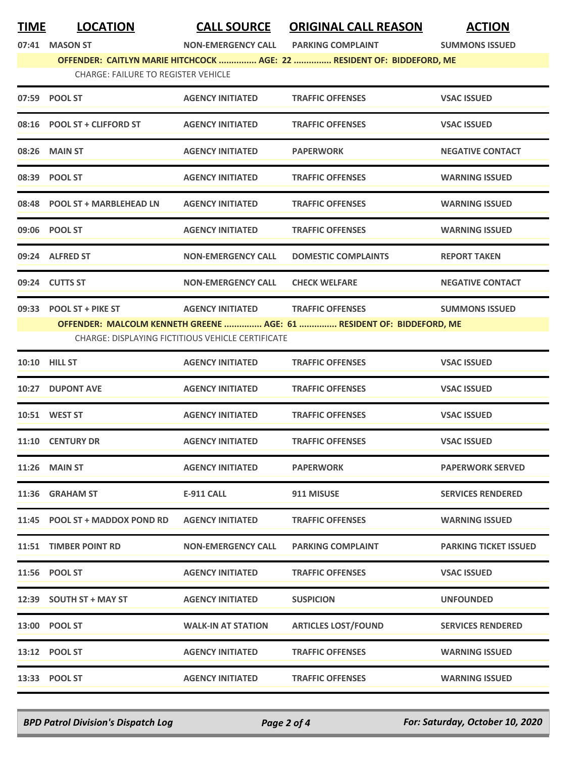| TIME | LOCATION | CALL SOURCE | ORIGINAL CALL REASON | ACTION |
|---|---|---|---|---|
| 07:41 | MASON ST | NON-EMERGENCY CALL | PARKING COMPLAINT | SUMMONS ISSUED |
| | OFFENDER: CAITLYN MARIE HITCHCOCK ............... AGE: 22 ............... RESIDENT OF: BIDDEFORD, ME | | | |
| | CHARGE: FAILURE TO REGISTER VEHICLE | | | |
| 07:59 | POOL ST | AGENCY INITIATED | TRAFFIC OFFENSES | VSAC ISSUED |
| 08:16 | POOL ST + CLIFFORD ST | AGENCY INITIATED | TRAFFIC OFFENSES | VSAC ISSUED |
| 08:26 | MAIN ST | AGENCY INITIATED | PAPERWORK | NEGATIVE CONTACT |
| 08:39 | POOL ST | AGENCY INITIATED | TRAFFIC OFFENSES | WARNING ISSUED |
| 08:48 | POOL ST + MARBLEHEAD LN | AGENCY INITIATED | TRAFFIC OFFENSES | WARNING ISSUED |
| 09:06 | POOL ST | AGENCY INITIATED | TRAFFIC OFFENSES | WARNING ISSUED |
| 09:24 | ALFRED ST | NON-EMERGENCY CALL | DOMESTIC COMPLAINTS | REPORT TAKEN |
| 09:24 | CUTTS ST | NON-EMERGENCY CALL | CHECK WELFARE | NEGATIVE CONTACT |
| 09:33 | POOL ST + PIKE ST | AGENCY INITIATED | TRAFFIC OFFENSES | SUMMONS ISSUED |
| | OFFENDER: MALCOLM KENNETH GREENE ............... AGE: 61 ............... RESIDENT OF: BIDDEFORD, ME | | | |
| | CHARGE: DISPLAYING FICTITIOUS VEHICLE CERTIFICATE | | | |
| 10:10 | HILL ST | AGENCY INITIATED | TRAFFIC OFFENSES | VSAC ISSUED |
| 10:27 | DUPONT AVE | AGENCY INITIATED | TRAFFIC OFFENSES | VSAC ISSUED |
| 10:51 | WEST ST | AGENCY INITIATED | TRAFFIC OFFENSES | VSAC ISSUED |
| 11:10 | CENTURY DR | AGENCY INITIATED | TRAFFIC OFFENSES | VSAC ISSUED |
| 11:26 | MAIN ST | AGENCY INITIATED | PAPERWORK | PAPERWORK SERVED |
| 11:36 | GRAHAM ST | E-911 CALL | 911 MISUSE | SERVICES RENDERED |
| 11:45 | POOL ST + MADDOX POND RD | AGENCY INITIATED | TRAFFIC OFFENSES | WARNING ISSUED |
| 11:51 | TIMBER POINT RD | NON-EMERGENCY CALL | PARKING COMPLAINT | PARKING TICKET ISSUED |
| 11:56 | POOL ST | AGENCY INITIATED | TRAFFIC OFFENSES | VSAC ISSUED |
| 12:39 | SOUTH ST + MAY ST | AGENCY INITIATED | SUSPICION | UNFOUNDED |
| 13:00 | POOL ST | WALK-IN AT STATION | ARTICLES LOST/FOUND | SERVICES RENDERED |
| 13:12 | POOL ST | AGENCY INITIATED | TRAFFIC OFFENSES | WARNING ISSUED |
| 13:33 | POOL ST | AGENCY INITIATED | TRAFFIC OFFENSES | WARNING ISSUED |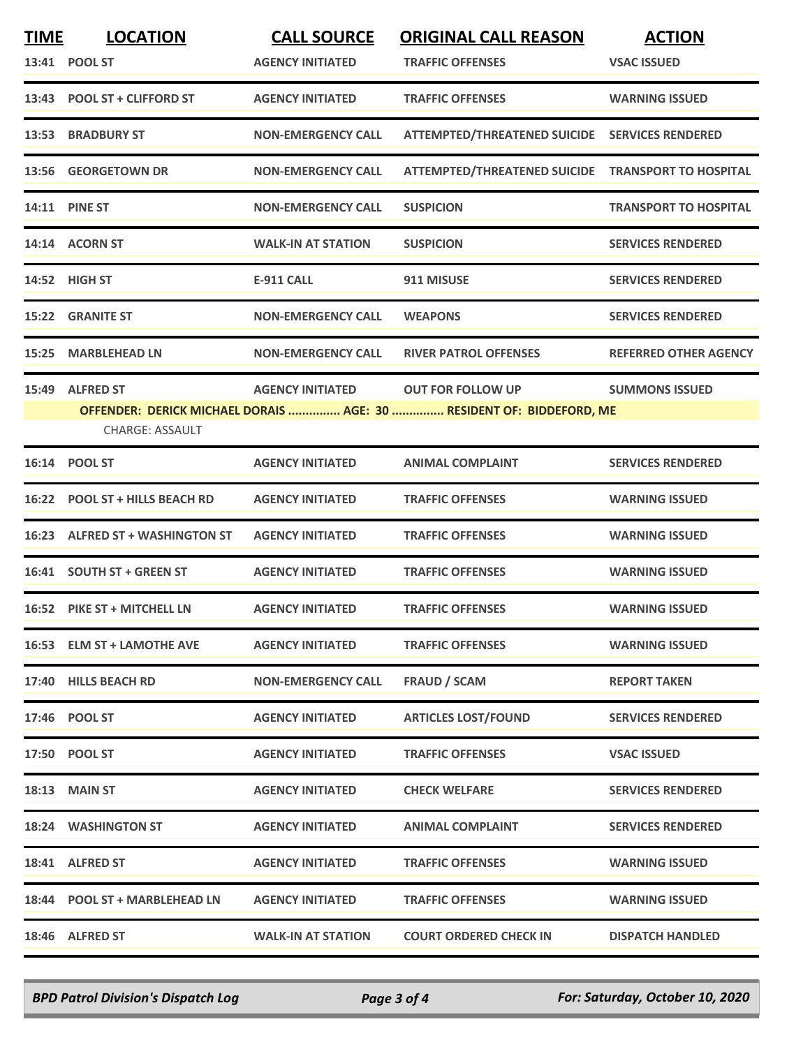| TIME | LOCATION | CALL SOURCE | ORIGINAL CALL REASON | ACTION |
|---|---|---|---|---|
| 13:41 | POOL ST | AGENCY INITIATED | TRAFFIC OFFENSES | VSAC ISSUED |
| 13:43 | POOL ST + CLIFFORD ST | AGENCY INITIATED | TRAFFIC OFFENSES | WARNING ISSUED |
| 13:53 | BRADBURY ST | NON-EMERGENCY CALL | ATTEMPTED/THREATENED SUICIDE | SERVICES RENDERED |
| 13:56 | GEORGETOWN DR | NON-EMERGENCY CALL | ATTEMPTED/THREATENED SUICIDE | TRANSPORT TO HOSPITAL |
| 14:11 | PINE ST | NON-EMERGENCY CALL | SUSPICION | TRANSPORT TO HOSPITAL |
| 14:14 | ACORN ST | WALK-IN AT STATION | SUSPICION | SERVICES RENDERED |
| 14:52 | HIGH ST | E-911 CALL | 911 MISUSE | SERVICES RENDERED |
| 15:22 | GRANITE ST | NON-EMERGENCY CALL | WEAPONS | SERVICES RENDERED |
| 15:25 | MARBLEHEAD LN | NON-EMERGENCY CALL | RIVER PATROL OFFENSES | REFERRED OTHER AGENCY |
| 15:49 | ALFRED ST | AGENCY INITIATED | OUT FOR FOLLOW UP | SUMMONS ISSUED |
| | OFFENDER: DERICK MICHAEL DORAIS ............... AGE: 30 ............... RESIDENT OF: BIDDEFORD, ME | | | |
| | CHARGE: ASSAULT | | | |
| 16:14 | POOL ST | AGENCY INITIATED | ANIMAL COMPLAINT | SERVICES RENDERED |
| 16:22 | POOL ST + HILLS BEACH RD | AGENCY INITIATED | TRAFFIC OFFENSES | WARNING ISSUED |
| 16:23 | ALFRED ST + WASHINGTON ST | AGENCY INITIATED | TRAFFIC OFFENSES | WARNING ISSUED |
| 16:41 | SOUTH ST + GREEN ST | AGENCY INITIATED | TRAFFIC OFFENSES | WARNING ISSUED |
| 16:52 | PIKE ST + MITCHELL LN | AGENCY INITIATED | TRAFFIC OFFENSES | WARNING ISSUED |
| 16:53 | ELM ST + LAMOTHE AVE | AGENCY INITIATED | TRAFFIC OFFENSES | WARNING ISSUED |
| 17:40 | HILLS BEACH RD | NON-EMERGENCY CALL | FRAUD / SCAM | REPORT TAKEN |
| 17:46 | POOL ST | AGENCY INITIATED | ARTICLES LOST/FOUND | SERVICES RENDERED |
| 17:50 | POOL ST | AGENCY INITIATED | TRAFFIC OFFENSES | VSAC ISSUED |
| 18:13 | MAIN ST | AGENCY INITIATED | CHECK WELFARE | SERVICES RENDERED |
| 18:24 | WASHINGTON ST | AGENCY INITIATED | ANIMAL COMPLAINT | SERVICES RENDERED |
| 18:41 | ALFRED ST | AGENCY INITIATED | TRAFFIC OFFENSES | WARNING ISSUED |
| 18:44 | POOL ST + MARBLEHEAD LN | AGENCY INITIATED | TRAFFIC OFFENSES | WARNING ISSUED |
| 18:46 | ALFRED ST | WALK-IN AT STATION | COURT ORDERED CHECK IN | DISPATCH HANDLED |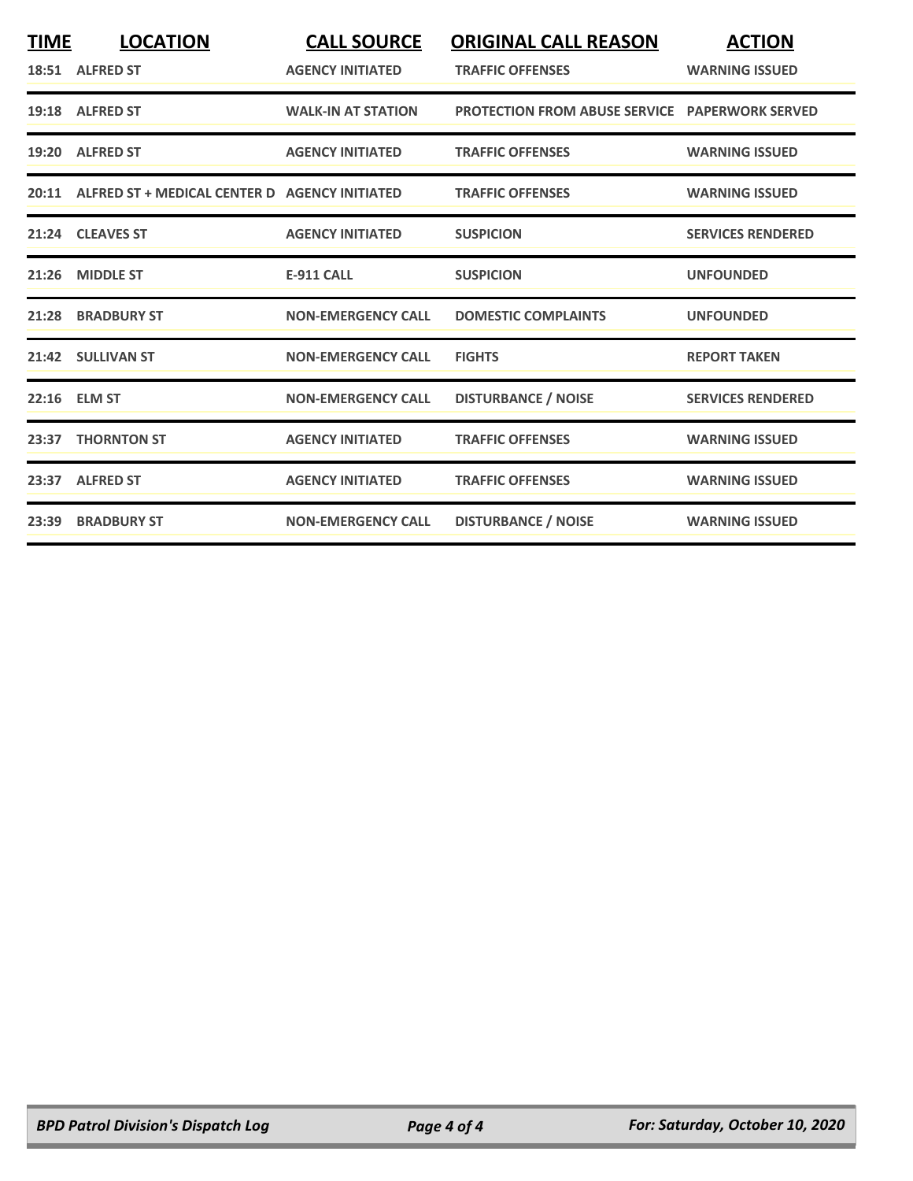| TIME | LOCATION | CALL SOURCE | ORIGINAL CALL REASON | ACTION |
|---|---|---|---|---|
| 18:51 | ALFRED ST | AGENCY INITIATED | TRAFFIC OFFENSES | WARNING ISSUED |
| 19:18 | ALFRED ST | WALK-IN AT STATION | PROTECTION FROM ABUSE SERVICE | PAPERWORK SERVED |
| 19:20 | ALFRED ST | AGENCY INITIATED | TRAFFIC OFFENSES | WARNING ISSUED |
| 20:11 | ALFRED ST + MEDICAL CENTER D | AGENCY INITIATED | TRAFFIC OFFENSES | WARNING ISSUED |
| 21:24 | CLEAVES ST | AGENCY INITIATED | SUSPICION | SERVICES RENDERED |
| 21:26 | MIDDLE ST | E-911 CALL | SUSPICION | UNFOUNDED |
| 21:28 | BRADBURY ST | NON-EMERGENCY CALL | DOMESTIC COMPLAINTS | UNFOUNDED |
| 21:42 | SULLIVAN ST | NON-EMERGENCY CALL | FIGHTS | REPORT TAKEN |
| 22:16 | ELM ST | NON-EMERGENCY CALL | DISTURBANCE / NOISE | SERVICES RENDERED |
| 23:37 | THORNTON ST | AGENCY INITIATED | TRAFFIC OFFENSES | WARNING ISSUED |
| 23:37 | ALFRED ST | AGENCY INITIATED | TRAFFIC OFFENSES | WARNING ISSUED |
| 23:39 | BRADBURY ST | NON-EMERGENCY CALL | DISTURBANCE / NOISE | WARNING ISSUED |